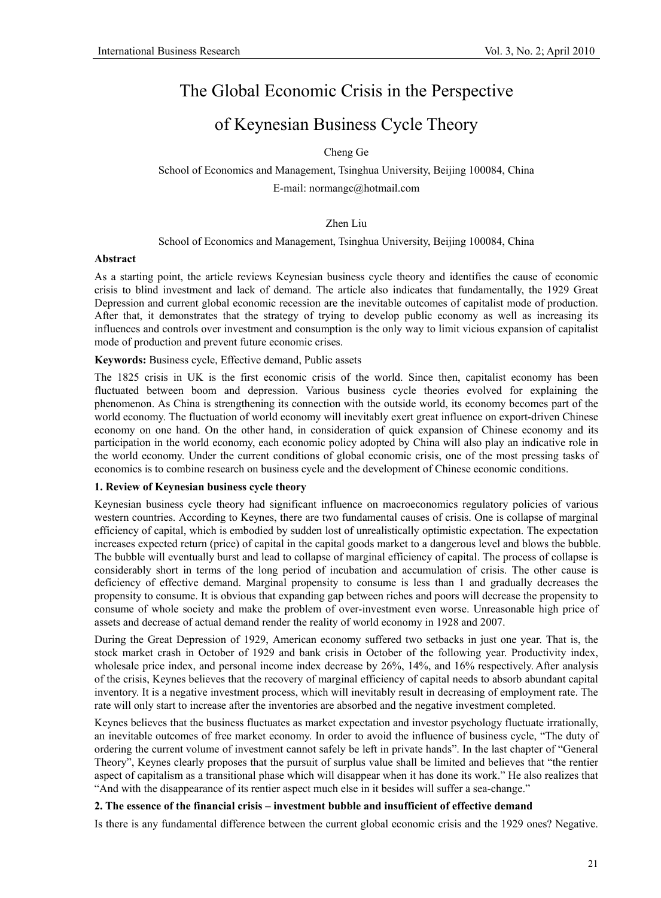# The Global Economic Crisis in the Perspective of Keynesian Business Cycle Theory

Cheng Ge

School of Economics and Management, Tsinghua University, Beijing 100084, China

E-mail: normangc@hotmail.com

Zhen Liu

School of Economics and Management, Tsinghua University, Beijing 100084, China

**Abstract**

As a starting point, the article reviews Keynesian business cycle theory and identifies the cause of economic crisis to blind investment and lack of demand. The article also indicates that fundamentally, the 1929 Great Depression and current global economic recession are the inevitable outcomes of capitalist mode of production. After that, it demonstrates that the strategy of trying to develop public economy as well as increasing its influences and controls over investment and consumption is the only way to limit vicious expansion of capitalist mode of production and prevent future economic crises.

**Keywords:** Business cycle, Effective demand, Public assets

The 1825 crisis in UK is the first economic crisis of the world. Since then, capitalist economy has been fluctuated between boom and depression. Various business cycle theories evolved for explaining the phenomenon. As China is strengthening its connection with the outside world, its economy becomes part of the world economy. The fluctuation of world economy will inevitably exert great influence on export-driven Chinese economy on one hand. On the other hand, in consideration of quick expansion of Chinese economy and its participation in the world economy, each economic policy adopted by China will also play an indicative role in the world economy. Under the current conditions of global economic crisis, one of the most pressing tasks of economics is to combine research on business cycle and the development of Chinese economic conditions.

## 1. Review of Keynesian business cycle theory

Keynesian business cycle theory had significant influence on macroeconomics regulatory policies of various western countries. According to Keynes, there are two fundamental causes of crisis. One is collapse of marginal efficiency of capital, which is embodied by sudden lost of unrealistically optimistic expectation. The expectation increases expected return (price) of capital in the capital goods market to a dangerous level and blows the bubble. The bubble will eventually burst and lead to collapse of marginal efficiency of capital. The process of collapse is considerably short in terms of the long period of incubation and accumulation of crisis. The other cause is deficiency of effective demand. Marginal propensity to consume is less than 1 and gradually decreases the propensity to consume. It is obvious that expanding gap between riches and poors will decrease the propensity to consume of whole society and make the problem of over-investment even worse. Unreasonable high price of assets and decrease of actual demand render the reality of world economy in 1928 and 2007.

During the Great Depression of 1929, American economy suffered two setbacks in just one year. That is, the stock market crash in October of 1929 and bank crisis in October of the following year. Productivity index, wholesale price index, and personal income index decrease by 26%, 14%, and 16% respectively. After analysis of the crisis, Keynes believes that the recovery of marginal efficiency of capital needs to absorb abundant capital inventory. It is a negative investment process, which will inevitably result in decreasing of employment rate. The rate will only start to increase after the inventories are absorbed and the negative investment completed.

Keynes believes that the business fluctuates as market expectation and investor psychology fluctuate irrationally, an inevitable outcomes of free market economy. In order to avoid the influence of business cycle, "The duty of ordering the current volume of investment cannot safely be left in private hands". In the last chapter of "General Theory", Keynes clearly proposes that the pursuit of surplus value shall be limited and believes that "the rentier aspect of capitalism as a transitional phase which will disappear when it has done its work." He also realizes that "And with the disappearance of its rentier aspect much else in it besides will suffer a sea-change."

## 2. The essence of the financial crisis – investment bubble and insufficient of effective demand

Is there is any fundamental difference between the current global economic crisis and the 1929 ones? Negative.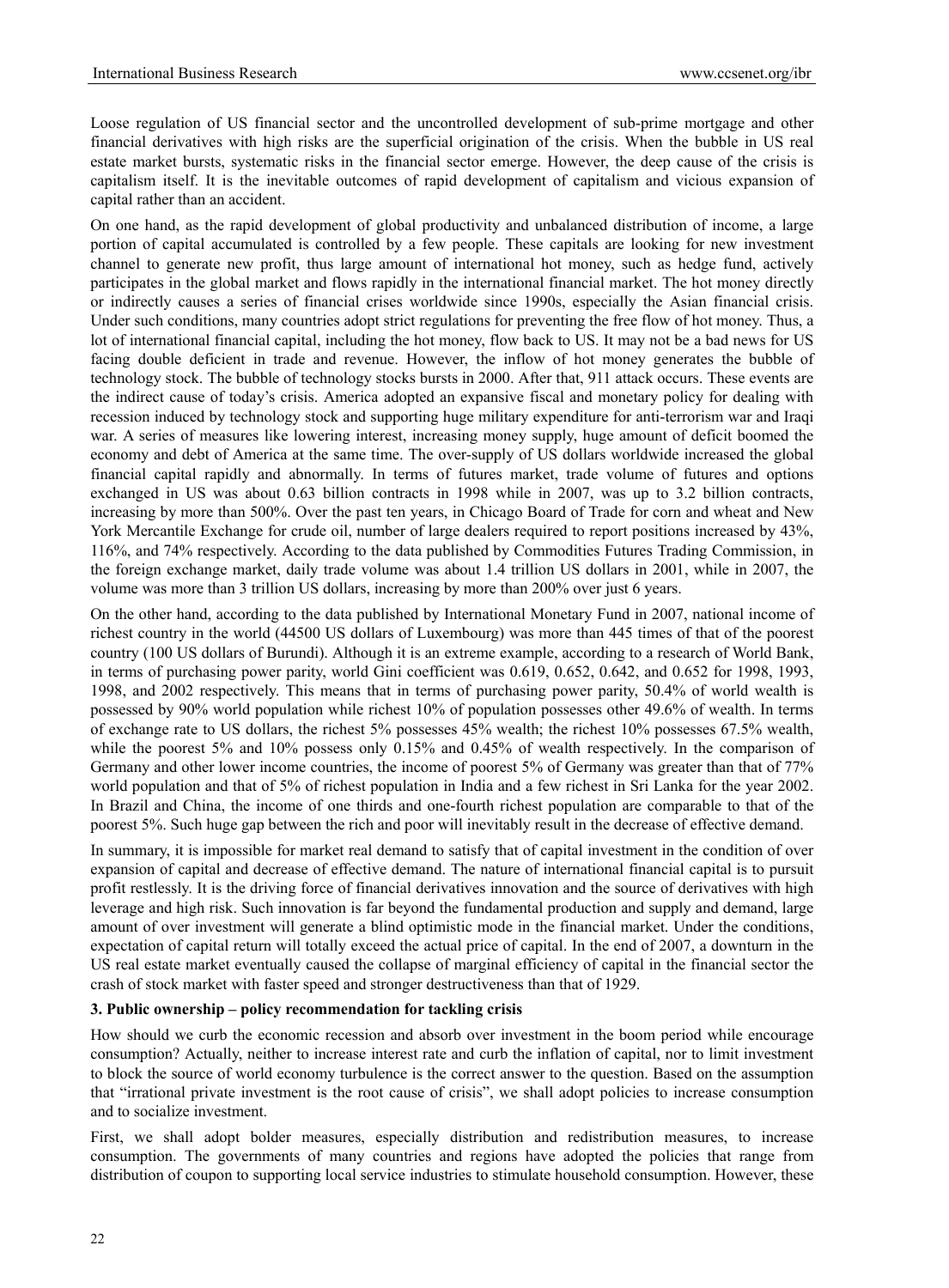Loose regulation of US financial sector and the uncontrolled development of sub-prime mortgage and other financial derivatives with high risks are the superficial origination of the crisis. When the bubble in US real estate market bursts, systematic risks in the financial sector emerge. However, the deep cause of the crisis is capitalism itself. It is the inevitable outcomes of rapid development of capitalism and vicious expansion of capital rather than an accident.

On one hand, as the rapid development of global productivity and unbalanced distribution of income, a large portion of capital accumulated is controlled by a few people. These capitals are looking for new investment channel to generate new profit, thus large amount of international hot money, such as hedge fund, actively participates in the global market and flows rapidly in the international financial market. The hot money directly or indirectly causes a series of financial crises worldwide since 1990s, especially the Asian financial crisis. Under such conditions, many countries adopt strict regulations for preventing the free flow of hot money. Thus, a lot of international financial capital, including the hot money, flow back to US. It may not be a bad news for US facing double deficient in trade and revenue. However, the inflow of hot money generates the bubble of technology stock. The bubble of technology stocks bursts in 2000. After that, 911 attack occurs. These events are the indirect cause of today's crisis. America adopted an expansive fiscal and monetary policy for dealing with recession induced by technology stock and supporting huge military expenditure for anti-terrorism war and Iraqi war. A series of measures like lowering interest, increasing money supply, huge amount of deficit boomed the economy and debt of America at the same time. The over-supply of US dollars worldwide increased the global financial capital rapidly and abnormally. In terms of futures market, trade volume of futures and options exchanged in US was about 0.63 billion contracts in 1998 while in 2007, was up to 3.2 billion contracts, increasing by more than 500%. Over the past ten years, in Chicago Board of Trade for corn and wheat and New York Mercantile Exchange for crude oil, number of large dealers required to report positions increased by 43%, 116%, and 74% respectively. According to the data published by Commodities Futures Trading Commission, in the foreign exchange market, daily trade volume was about 1.4 trillion US dollars in 2001, while in 2007, the volume was more than 3 trillion US dollars, increasing by more than 200% over just 6 years.

On the other hand, according to the data published by International Monetary Fund in 2007, national income of richest country in the world (44500 US dollars of Luxembourg) was more than 445 times of that of the poorest country (100 US dollars of Burundi). Although it is an extreme example, according to a research of World Bank, in terms of purchasing power parity, world Gini coefficient was 0.619, 0.652, 0.642, and 0.652 for 1998, 1993, 1998, and 2002 respectively. This means that in terms of purchasing power parity, 50.4% of world wealth is possessed by 90% world population while richest 10% of population possesses other 49.6% of wealth. In terms of exchange rate to US dollars, the richest 5% possesses 45% wealth; the richest 10% possesses 67.5% wealth, while the poorest 5% and 10% possess only 0.15% and 0.45% of wealth respectively. In the comparison of Germany and other lower income countries, the income of poorest 5% of Germany was greater than that of 77% world population and that of 5% of richest population in India and a few richest in Sri Lanka for the year 2002. In Brazil and China, the income of one thirds and one-fourth richest population are comparable to that of the poorest 5%. Such huge gap between the rich and poor will inevitably result in the decrease of effective demand.

In summary, it is impossible for market real demand to satisfy that of capital investment in the condition of over expansion of capital and decrease of effective demand. The nature of international financial capital is to pursuit profit restlessly. It is the driving force of financial derivatives innovation and the source of derivatives with high leverage and high risk. Such innovation is far beyond the fundamental production and supply and demand, large amount of over investment will generate a blind optimistic mode in the financial market. Under the conditions, expectation of capital return will totally exceed the actual price of capital. In the end of 2007, a downturn in the US real estate market eventually caused the collapse of marginal efficiency of capital in the financial sector the crash of stock market with faster speed and stronger destructiveness than that of 1929.

## 3. Public ownership – policy recommendation for tackling crisis

How should we curb the economic recession and absorb over investment in the boom period while encourage consumption? Actually, neither to increase interest rate and curb the inflation of capital, nor to limit investment to block the source of world economy turbulence is the correct answer to the question. Based on the assumption that "irrational private investment is the root cause of crisis", we shall adopt policies to increase consumption and to socialize investment.

First, we shall adopt bolder measures, especially distribution and redistribution measures, to increase consumption. The governments of many countries and regions have adopted the policies that range from distribution of coupon to supporting local service industries to stimulate household consumption. However, these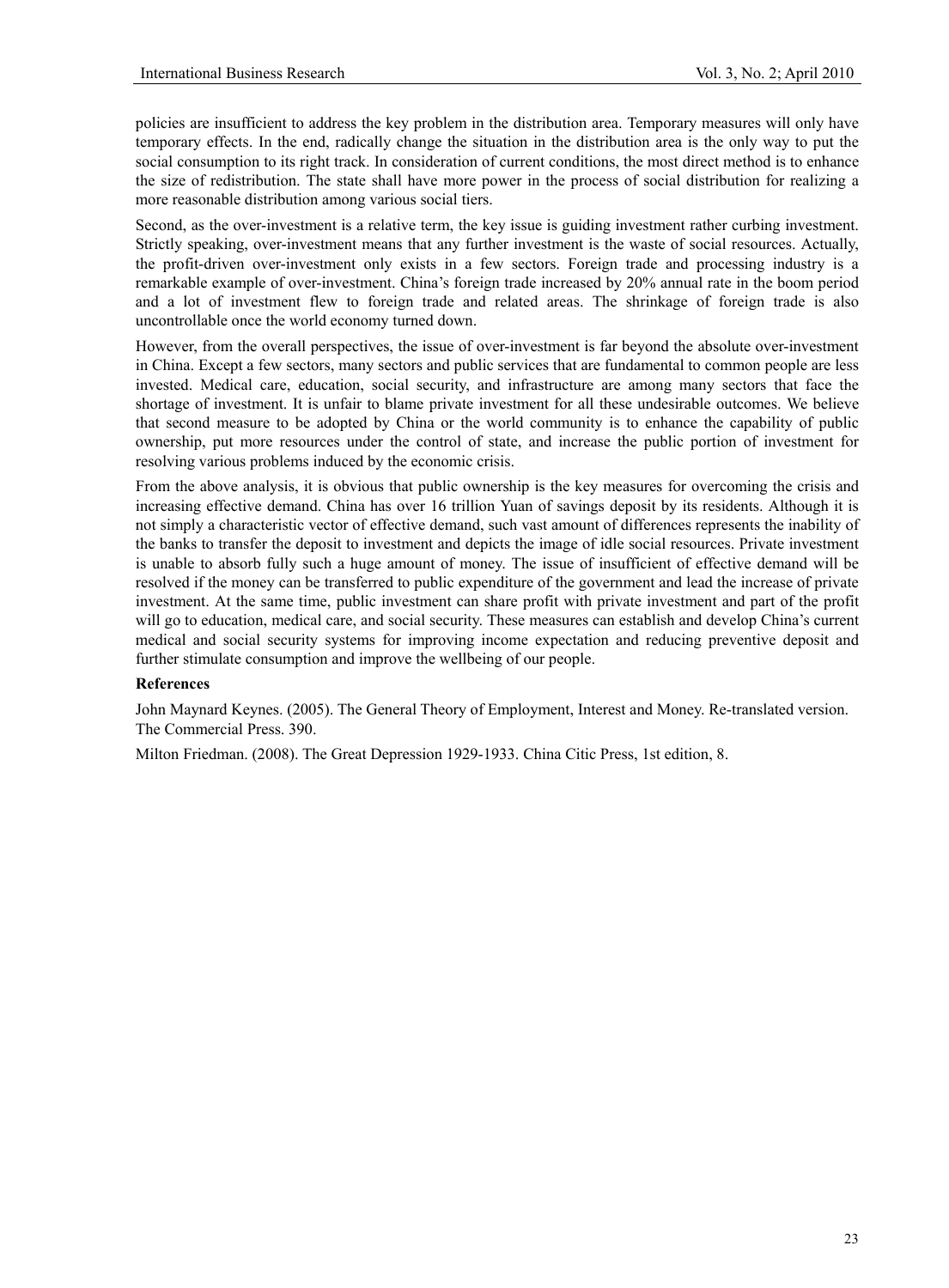policies are insufficient to address the key problem in the distribution area. Temporary measures will only have temporary effects. In the end, radically change the situation in the distribution area is the only way to put the social consumption to its right track. In consideration of current conditions, the most direct method is to enhance the size of redistribution. The state shall have more power in the process of social distribution for realizing a more reasonable distribution among various social tiers.

Second, as the over-investment is a relative term, the key issue is guiding investment rather curbing investment. Strictly speaking, over-investment means that any further investment is the waste of social resources. Actually, the profit-driven over-investment only exists in a few sectors. Foreign trade and processing industry is a remarkable example of over-investment. China's foreign trade increased by 20% annual rate in the boom period and a lot of investment flew to foreign trade and related areas. The shrinkage of foreign trade is also uncontrollable once the world economy turned down.

However, from the overall perspectives, the issue of over-investment is far beyond the absolute over-investment in China. Except a few sectors, many sectors and public services that are fundamental to common people are less invested. Medical care, education, social security, and infrastructure are among many sectors that face the shortage of investment. It is unfair to blame private investment for all these undesirable outcomes. We believe that second measure to be adopted by China or the world community is to enhance the capability of public ownership, put more resources under the control of state, and increase the public portion of investment for resolving various problems induced by the economic crisis.

From the above analysis, it is obvious that public ownership is the key measures for overcoming the crisis and increasing effective demand. China has over 16 trillion Yuan of savings deposit by its residents. Although it is not simply a characteristic vector of effective demand, such vast amount of differences represents the inability of the banks to transfer the deposit to investment and depicts the image of idle social resources. Private investment is unable to absorb fully such a huge amount of money. The issue of insufficient of effective demand will be resolved if the money can be transferred to public expenditure of the government and lead the increase of private investment. At the same time, public investment can share profit with private investment and part of the profit will go to education, medical care, and social security. These measures can establish and develop China's current medical and social security systems for improving income expectation and reducing preventive deposit and further stimulate consumption and improve the wellbeing of our people.

## References

John Maynard Keynes. (2005). The General Theory of Employment, Interest and Money. Re-translated version. The Commercial Press. 390.

Milton Friedman. (2008). The Great Depression 1929-1933. China Citic Press, 1st edition, 8.